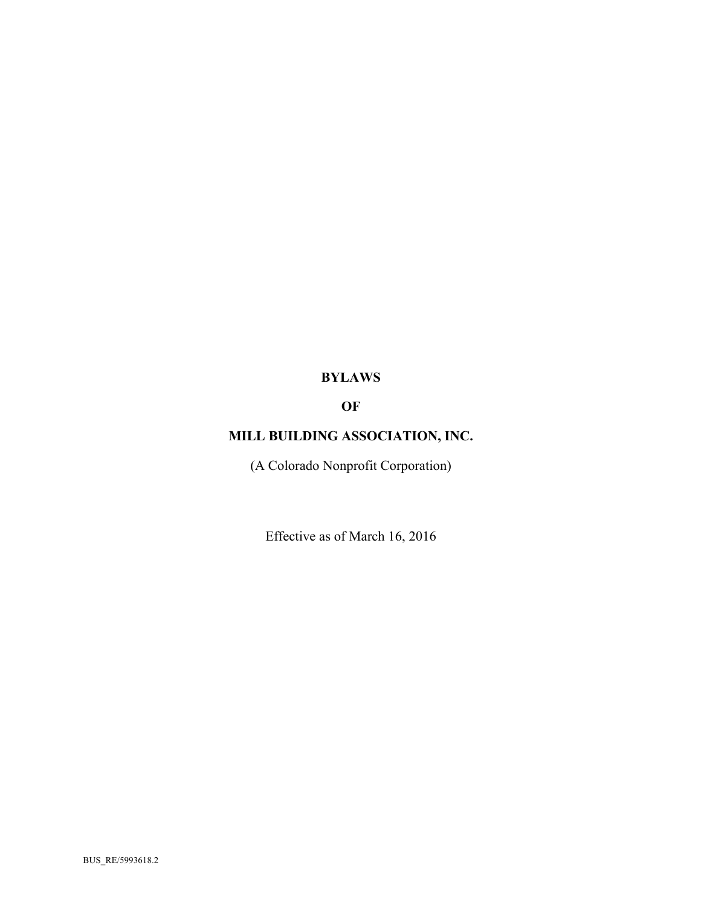# BYLAWS

# OF

# MILL BUILDING ASSOCIATION, INC.

(A Colorado Nonprofit Corporation)

Effective as of March 16, 2016

BUS_RE/5993618.2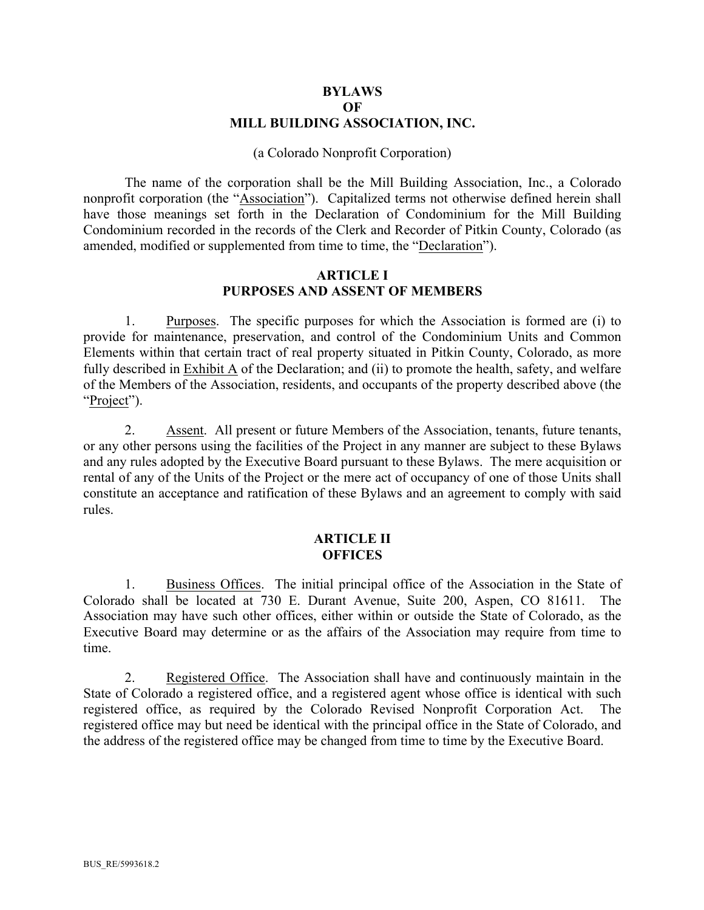# BYLAWS
# OF
# MILL BUILDING ASSOCIATION, INC.

(a Colorado Nonprofit Corporation)

The name of the corporation shall be the Mill Building Association, Inc., a Colorado nonprofit corporation (the "Association"). Capitalized terms not otherwise defined herein shall have those meanings set forth in the Declaration of Condominium for the Mill Building Condominium recorded in the records of the Clerk and Recorder of Pitkin County, Colorado (as amended, modified or supplemented from time to time, the "Declaration").

## ARTICLE I
## PURPOSES AND ASSENT OF MEMBERS

1. Purposes. The specific purposes for which the Association is formed are (i) to provide for maintenance, preservation, and control of the Condominium Units and Common Elements within that certain tract of real property situated in Pitkin County, Colorado, as more fully described in Exhibit A of the Declaration; and (ii) to promote the health, safety, and welfare of the Members of the Association, residents, and occupants of the property described above (the "Project").

2. Assent. All present or future Members of the Association, tenants, future tenants, or any other persons using the facilities of the Project in any manner are subject to these Bylaws and any rules adopted by the Executive Board pursuant to these Bylaws. The mere acquisition or rental of any of the Units of the Project or the mere act of occupancy of one of those Units shall constitute an acceptance and ratification of these Bylaws and an agreement to comply with said rules.

## ARTICLE II
## OFFICES

1. Business Offices. The initial principal office of the Association in the State of Colorado shall be located at 730 E. Durant Avenue, Suite 200, Aspen, CO 81611. The Association may have such other offices, either within or outside the State of Colorado, as the Executive Board may determine or as the affairs of the Association may require from time to time.

2. Registered Office. The Association shall have and continuously maintain in the State of Colorado a registered office, and a registered agent whose office is identical with such registered office, as required by the Colorado Revised Nonprofit Corporation Act. The registered office may but need be identical with the principal office in the State of Colorado, and the address of the registered office may be changed from time to time by the Executive Board.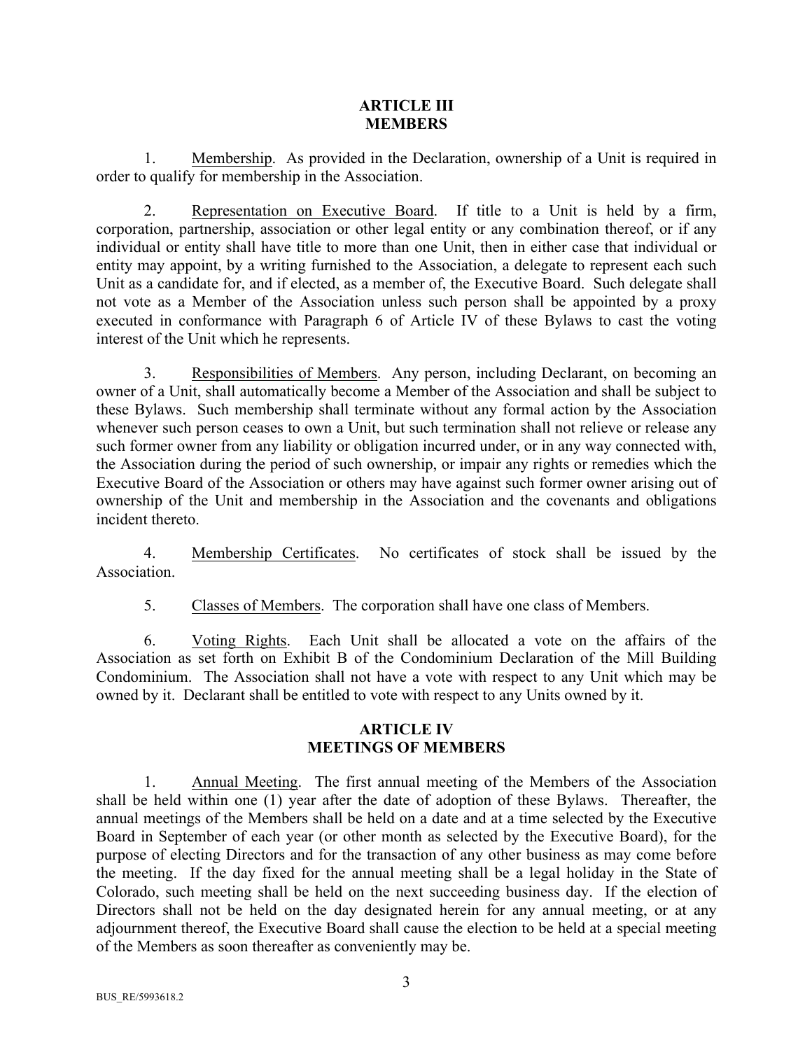## ARTICLE III
## MEMBERS

1. Membership. As provided in the Declaration, ownership of a Unit is required in order to qualify for membership in the Association.

2. Representation on Executive Board. If title to a Unit is held by a firm, corporation, partnership, association or other legal entity or any combination thereof, or if any individual or entity shall have title to more than one Unit, then in either case that individual or entity may appoint, by a writing furnished to the Association, a delegate to represent each such Unit as a candidate for, and if elected, as a member of, the Executive Board. Such delegate shall not vote as a Member of the Association unless such person shall be appointed by a proxy executed in conformance with Paragraph 6 of Article IV of these Bylaws to cast the voting interest of the Unit which he represents.

3. Responsibilities of Members. Any person, including Declarant, on becoming an owner of a Unit, shall automatically become a Member of the Association and shall be subject to these Bylaws. Such membership shall terminate without any formal action by the Association whenever such person ceases to own a Unit, but such termination shall not relieve or release any such former owner from any liability or obligation incurred under, or in any way connected with, the Association during the period of such ownership, or impair any rights or remedies which the Executive Board of the Association or others may have against such former owner arising out of ownership of the Unit and membership in the Association and the covenants and obligations incident thereto.

4. Membership Certificates. No certificates of stock shall be issued by the Association.

5. Classes of Members. The corporation shall have one class of Members.

6. Voting Rights. Each Unit shall be allocated a vote on the affairs of the Association as set forth on Exhibit B of the Condominium Declaration of the Mill Building Condominium. The Association shall not have a vote with respect to any Unit which may be owned by it. Declarant shall be entitled to vote with respect to any Units owned by it.

## ARTICLE IV
## MEETINGS OF MEMBERS

1. Annual Meeting. The first annual meeting of the Members of the Association shall be held within one (1) year after the date of adoption of these Bylaws. Thereafter, the annual meetings of the Members shall be held on a date and at a time selected by the Executive Board in September of each year (or other month as selected by the Executive Board), for the purpose of electing Directors and for the transaction of any other business as may come before the meeting. If the day fixed for the annual meeting shall be a legal holiday in the State of Colorado, such meeting shall be held on the next succeeding business day. If the election of Directors shall not be held on the day designated herein for any annual meeting, or at any adjournment thereof, the Executive Board shall cause the election to be held at a special meeting of the Members as soon thereafter as conveniently may be.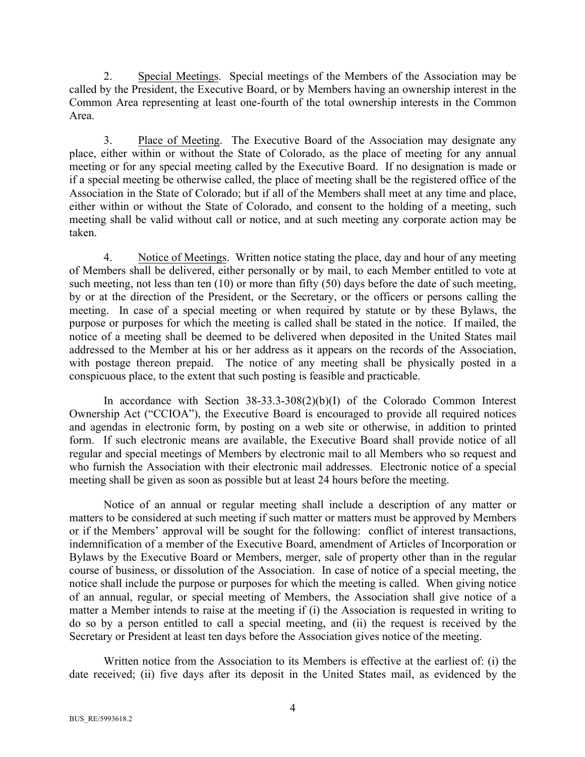2. Special Meetings. Special meetings of the Members of the Association may be called by the President, the Executive Board, or by Members having an ownership interest in the Common Area representing at least one-fourth of the total ownership interests in the Common Area.

3. Place of Meeting. The Executive Board of the Association may designate any place, either within or without the State of Colorado, as the place of meeting for any annual meeting or for any special meeting called by the Executive Board. If no designation is made or if a special meeting be otherwise called, the place of meeting shall be the registered office of the Association in the State of Colorado; but if all of the Members shall meet at any time and place, either within or without the State of Colorado, and consent to the holding of a meeting, such meeting shall be valid without call or notice, and at such meeting any corporate action may be taken.

4. Notice of Meetings. Written notice stating the place, day and hour of any meeting of Members shall be delivered, either personally or by mail, to each Member entitled to vote at such meeting, not less than ten (10) or more than fifty (50) days before the date of such meeting, by or at the direction of the President, or the Secretary, or the officers or persons calling the meeting. In case of a special meeting or when required by statute or by these Bylaws, the purpose or purposes for which the meeting is called shall be stated in the notice. If mailed, the notice of a meeting shall be deemed to be delivered when deposited in the United States mail addressed to the Member at his or her address as it appears on the records of the Association, with postage thereon prepaid. The notice of any meeting shall be physically posted in a conspicuous place, to the extent that such posting is feasible and practicable.

In accordance with Section 38-33.3-308(2)(b)(I) of the Colorado Common Interest Ownership Act ("CCIOA"), the Executive Board is encouraged to provide all required notices and agendas in electronic form, by posting on a web site or otherwise, in addition to printed form. If such electronic means are available, the Executive Board shall provide notice of all regular and special meetings of Members by electronic mail to all Members who so request and who furnish the Association with their electronic mail addresses. Electronic notice of a special meeting shall be given as soon as possible but at least 24 hours before the meeting.

Notice of an annual or regular meeting shall include a description of any matter or matters to be considered at such meeting if such matter or matters must be approved by Members or if the Members' approval will be sought for the following: conflict of interest transactions, indemnification of a member of the Executive Board, amendment of Articles of Incorporation or Bylaws by the Executive Board or Members, merger, sale of property other than in the regular course of business, or dissolution of the Association. In case of notice of a special meeting, the notice shall include the purpose or purposes for which the meeting is called. When giving notice of an annual, regular, or special meeting of Members, the Association shall give notice of a matter a Member intends to raise at the meeting if (i) the Association is requested in writing to do so by a person entitled to call a special meeting, and (ii) the request is received by the Secretary or President at least ten days before the Association gives notice of the meeting.

Written notice from the Association to its Members is effective at the earliest of: (i) the date received; (ii) five days after its deposit in the United States mail, as evidenced by the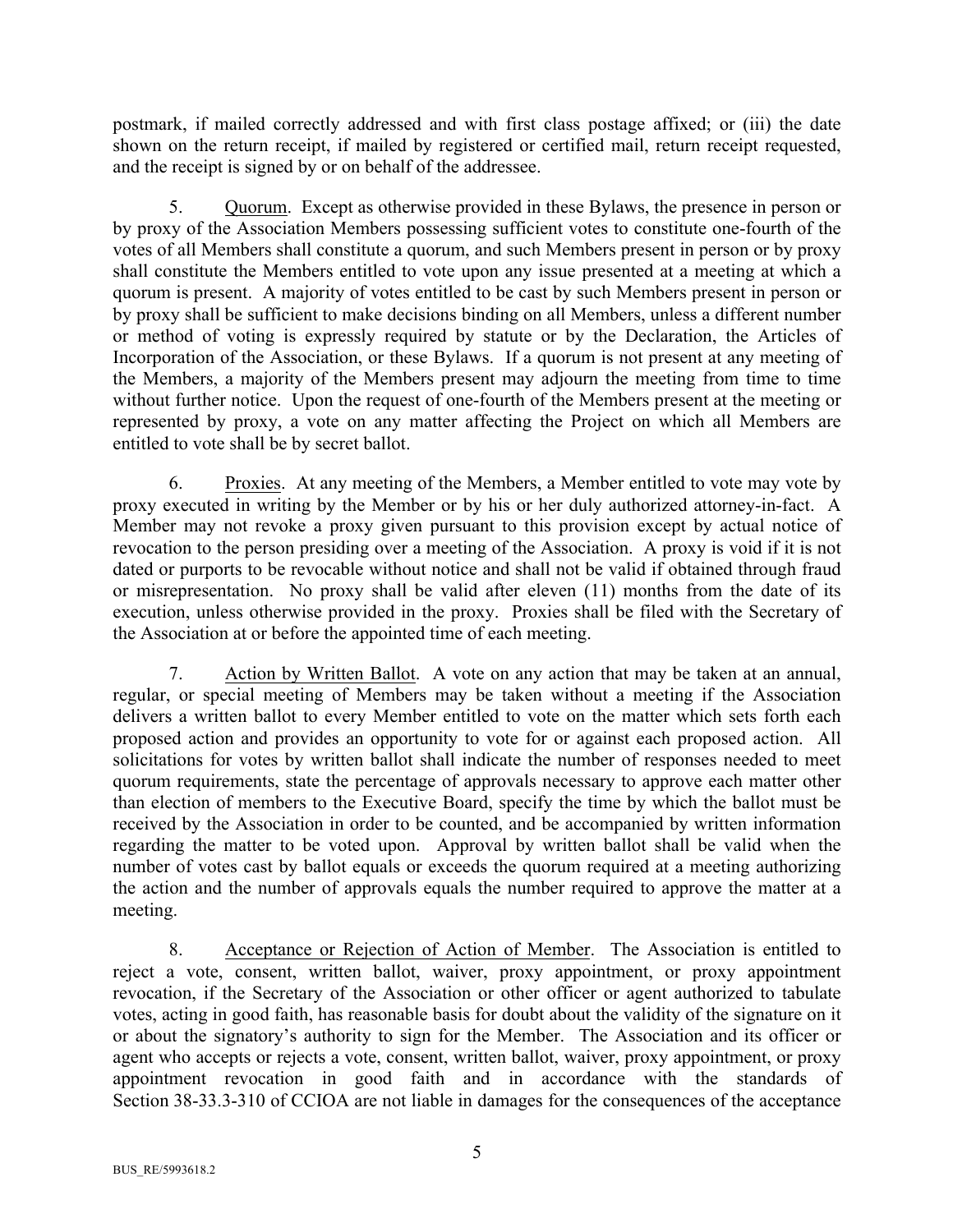postmark, if mailed correctly addressed and with first class postage affixed; or (iii) the date shown on the return receipt, if mailed by registered or certified mail, return receipt requested, and the receipt is signed by or on behalf of the addressee.

5. Quorum. Except as otherwise provided in these Bylaws, the presence in person or by proxy of the Association Members possessing sufficient votes to constitute one-fourth of the votes of all Members shall constitute a quorum, and such Members present in person or by proxy shall constitute the Members entitled to vote upon any issue presented at a meeting at which a quorum is present. A majority of votes entitled to be cast by such Members present in person or by proxy shall be sufficient to make decisions binding on all Members, unless a different number or method of voting is expressly required by statute or by the Declaration, the Articles of Incorporation of the Association, or these Bylaws. If a quorum is not present at any meeting of the Members, a majority of the Members present may adjourn the meeting from time to time without further notice. Upon the request of one-fourth of the Members present at the meeting or represented by proxy, a vote on any matter affecting the Project on which all Members are entitled to vote shall be by secret ballot.

6. Proxies. At any meeting of the Members, a Member entitled to vote may vote by proxy executed in writing by the Member or by his or her duly authorized attorney-in-fact. A Member may not revoke a proxy given pursuant to this provision except by actual notice of revocation to the person presiding over a meeting of the Association. A proxy is void if it is not dated or purports to be revocable without notice and shall not be valid if obtained through fraud or misrepresentation. No proxy shall be valid after eleven (11) months from the date of its execution, unless otherwise provided in the proxy. Proxies shall be filed with the Secretary of the Association at or before the appointed time of each meeting.

7. Action by Written Ballot. A vote on any action that may be taken at an annual, regular, or special meeting of Members may be taken without a meeting if the Association delivers a written ballot to every Member entitled to vote on the matter which sets forth each proposed action and provides an opportunity to vote for or against each proposed action. All solicitations for votes by written ballot shall indicate the number of responses needed to meet quorum requirements, state the percentage of approvals necessary to approve each matter other than election of members to the Executive Board, specify the time by which the ballot must be received by the Association in order to be counted, and be accompanied by written information regarding the matter to be voted upon. Approval by written ballot shall be valid when the number of votes cast by ballot equals or exceeds the quorum required at a meeting authorizing the action and the number of approvals equals the number required to approve the matter at a meeting.

8. Acceptance or Rejection of Action of Member. The Association is entitled to reject a vote, consent, written ballot, waiver, proxy appointment, or proxy appointment revocation, if the Secretary of the Association or other officer or agent authorized to tabulate votes, acting in good faith, has reasonable basis for doubt about the validity of the signature on it or about the signatory's authority to sign for the Member. The Association and its officer or agent who accepts or rejects a vote, consent, written ballot, waiver, proxy appointment, or proxy appointment revocation in good faith and in accordance with the standards of Section 38-33.3-310 of CCIOA are not liable in damages for the consequences of the acceptance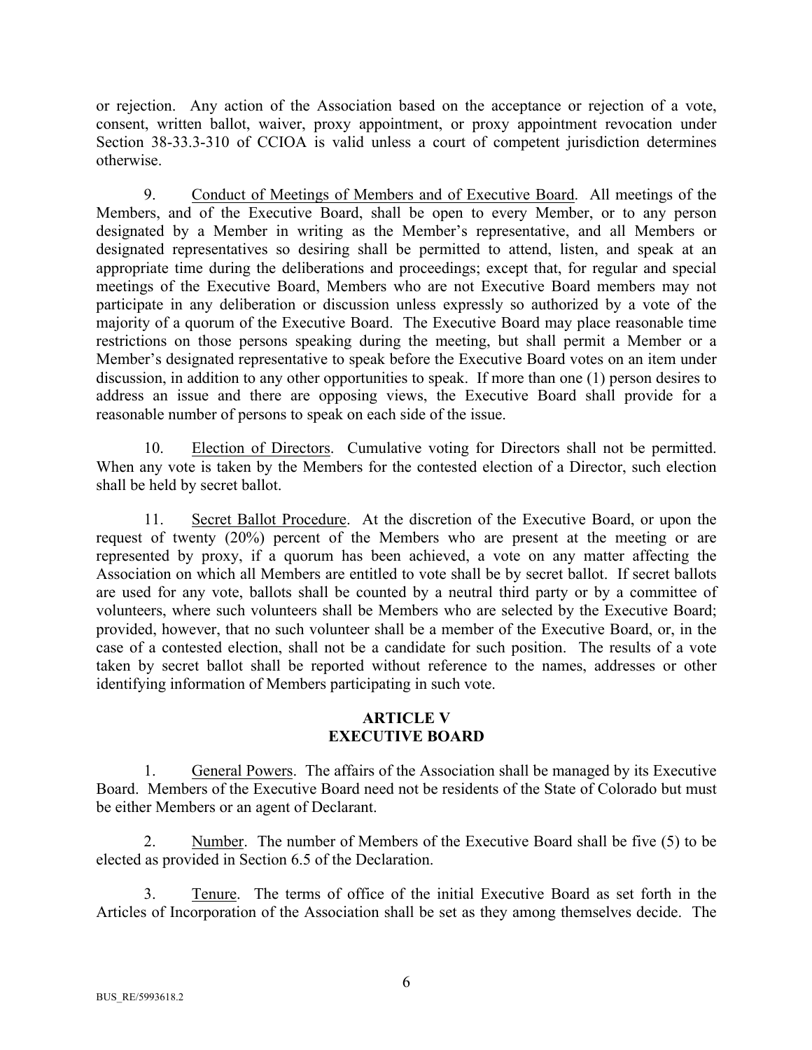or rejection. Any action of the Association based on the acceptance or rejection of a vote, consent, written ballot, waiver, proxy appointment, or proxy appointment revocation under Section 38-33.3-310 of CCIOA is valid unless a court of competent jurisdiction determines otherwise.

9. Conduct of Meetings of Members and of Executive Board. All meetings of the Members, and of the Executive Board, shall be open to every Member, or to any person designated by a Member in writing as the Member's representative, and all Members or designated representatives so desiring shall be permitted to attend, listen, and speak at an appropriate time during the deliberations and proceedings; except that, for regular and special meetings of the Executive Board, Members who are not Executive Board members may not participate in any deliberation or discussion unless expressly so authorized by a vote of the majority of a quorum of the Executive Board. The Executive Board may place reasonable time restrictions on those persons speaking during the meeting, but shall permit a Member or a Member's designated representative to speak before the Executive Board votes on an item under discussion, in addition to any other opportunities to speak. If more than one (1) person desires to address an issue and there are opposing views, the Executive Board shall provide for a reasonable number of persons to speak on each side of the issue.

10. Election of Directors. Cumulative voting for Directors shall not be permitted. When any vote is taken by the Members for the contested election of a Director, such election shall be held by secret ballot.

11. Secret Ballot Procedure. At the discretion of the Executive Board, or upon the request of twenty (20%) percent of the Members who are present at the meeting or are represented by proxy, if a quorum has been achieved, a vote on any matter affecting the Association on which all Members are entitled to vote shall be by secret ballot. If secret ballots are used for any vote, ballots shall be counted by a neutral third party or by a committee of volunteers, where such volunteers shall be Members who are selected by the Executive Board; provided, however, that no such volunteer shall be a member of the Executive Board, or, in the case of a contested election, shall not be a candidate for such position. The results of a vote taken by secret ballot shall be reported without reference to the names, addresses or other identifying information of Members participating in such vote.

## ARTICLE V
## EXECUTIVE BOARD

1. General Powers. The affairs of the Association shall be managed by its Executive Board. Members of the Executive Board need not be residents of the State of Colorado but must be either Members or an agent of Declarant.

2. Number. The number of Members of the Executive Board shall be five (5) to be elected as provided in Section 6.5 of the Declaration.

3. Tenure. The terms of office of the initial Executive Board as set forth in the Articles of Incorporation of the Association shall be set as they among themselves decide. The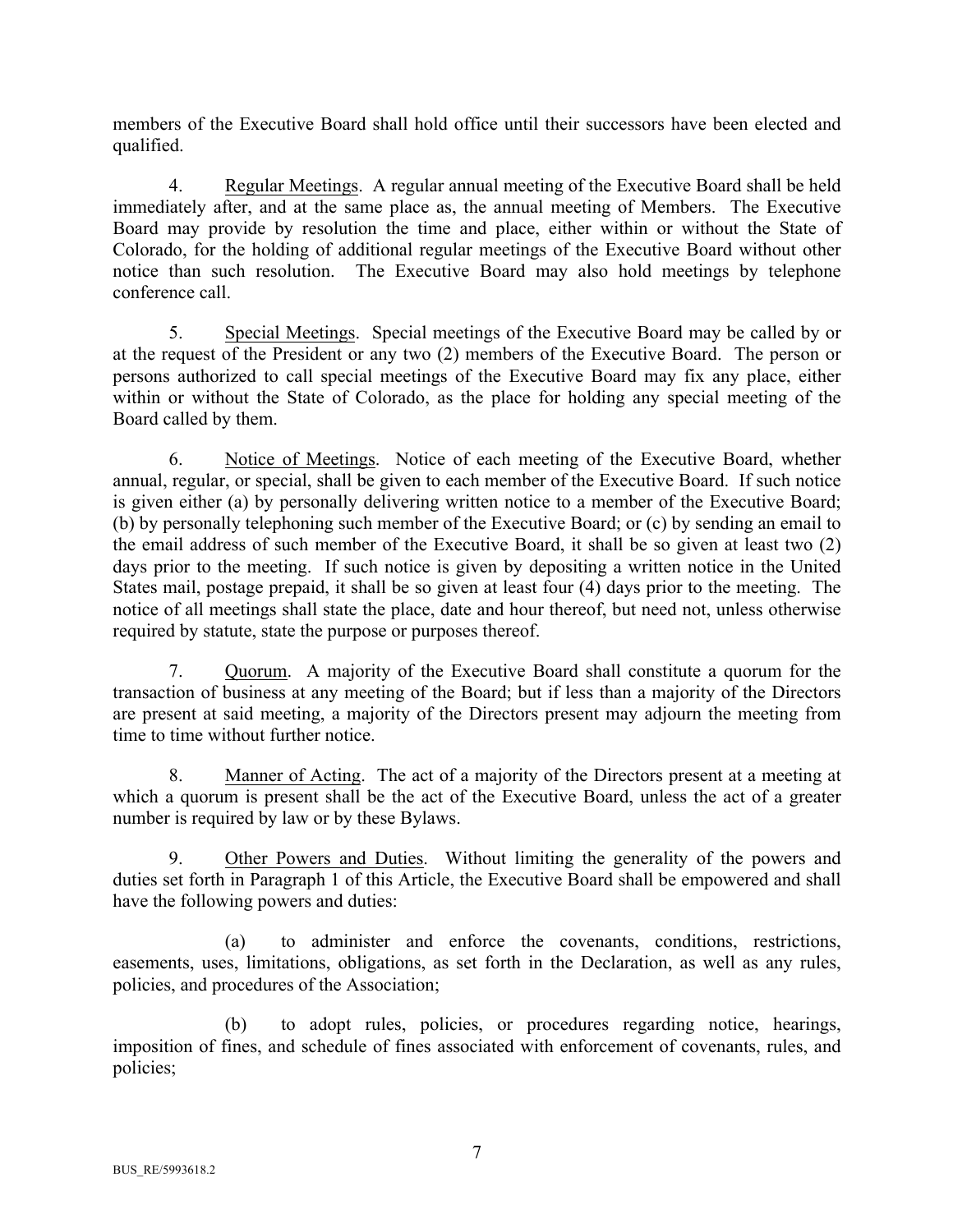members of the Executive Board shall hold office until their successors have been elected and qualified.

4. Regular Meetings. A regular annual meeting of the Executive Board shall be held immediately after, and at the same place as, the annual meeting of Members. The Executive Board may provide by resolution the time and place, either within or without the State of Colorado, for the holding of additional regular meetings of the Executive Board without other notice than such resolution. The Executive Board may also hold meetings by telephone conference call.

5. Special Meetings. Special meetings of the Executive Board may be called by or at the request of the President or any two (2) members of the Executive Board. The person or persons authorized to call special meetings of the Executive Board may fix any place, either within or without the State of Colorado, as the place for holding any special meeting of the Board called by them.

6. Notice of Meetings. Notice of each meeting of the Executive Board, whether annual, regular, or special, shall be given to each member of the Executive Board. If such notice is given either (a) by personally delivering written notice to a member of the Executive Board; (b) by personally telephoning such member of the Executive Board; or (c) by sending an email to the email address of such member of the Executive Board, it shall be so given at least two (2) days prior to the meeting. If such notice is given by depositing a written notice in the United States mail, postage prepaid, it shall be so given at least four (4) days prior to the meeting. The notice of all meetings shall state the place, date and hour thereof, but need not, unless otherwise required by statute, state the purpose or purposes thereof.

7. Quorum. A majority of the Executive Board shall constitute a quorum for the transaction of business at any meeting of the Board; but if less than a majority of the Directors are present at said meeting, a majority of the Directors present may adjourn the meeting from time to time without further notice.

8. Manner of Acting. The act of a majority of the Directors present at a meeting at which a quorum is present shall be the act of the Executive Board, unless the act of a greater number is required by law or by these Bylaws.

9. Other Powers and Duties. Without limiting the generality of the powers and duties set forth in Paragraph 1 of this Article, the Executive Board shall be empowered and shall have the following powers and duties:

(a) to administer and enforce the covenants, conditions, restrictions, easements, uses, limitations, obligations, as set forth in the Declaration, as well as any rules, policies, and procedures of the Association;

(b) to adopt rules, policies, or procedures regarding notice, hearings, imposition of fines, and schedule of fines associated with enforcement of covenants, rules, and policies;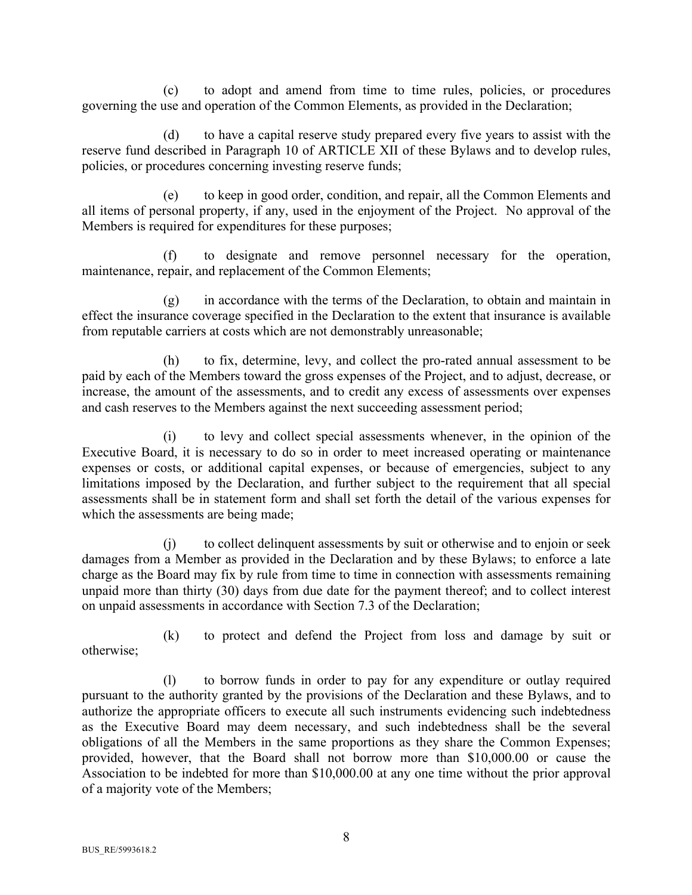(c) to adopt and amend from time to time rules, policies, or procedures governing the use and operation of the Common Elements, as provided in the Declaration;

(d) to have a capital reserve study prepared every five years to assist with the reserve fund described in Paragraph 10 of ARTICLE XII of these Bylaws and to develop rules, policies, or procedures concerning investing reserve funds;

(e) to keep in good order, condition, and repair, all the Common Elements and all items of personal property, if any, used in the enjoyment of the Project. No approval of the Members is required for expenditures for these purposes;

(f) to designate and remove personnel necessary for the operation, maintenance, repair, and replacement of the Common Elements;

(g) in accordance with the terms of the Declaration, to obtain and maintain in effect the insurance coverage specified in the Declaration to the extent that insurance is available from reputable carriers at costs which are not demonstrably unreasonable;

(h) to fix, determine, levy, and collect the pro-rated annual assessment to be paid by each of the Members toward the gross expenses of the Project, and to adjust, decrease, or increase, the amount of the assessments, and to credit any excess of assessments over expenses and cash reserves to the Members against the next succeeding assessment period;

(i) to levy and collect special assessments whenever, in the opinion of the Executive Board, it is necessary to do so in order to meet increased operating or maintenance expenses or costs, or additional capital expenses, or because of emergencies, subject to any limitations imposed by the Declaration, and further subject to the requirement that all special assessments shall be in statement form and shall set forth the detail of the various expenses for which the assessments are being made;

(j) to collect delinquent assessments by suit or otherwise and to enjoin or seek damages from a Member as provided in the Declaration and by these Bylaws; to enforce a late charge as the Board may fix by rule from time to time in connection with assessments remaining unpaid more than thirty (30) days from due date for the payment thereof; and to collect interest on unpaid assessments in accordance with Section 7.3 of the Declaration;

(k) to protect and defend the Project from loss and damage by suit or otherwise;

(l) to borrow funds in order to pay for any expenditure or outlay required pursuant to the authority granted by the provisions of the Declaration and these Bylaws, and to authorize the appropriate officers to execute all such instruments evidencing such indebtedness as the Executive Board may deem necessary, and such indebtedness shall be the several obligations of all the Members in the same proportions as they share the Common Expenses; provided, however, that the Board shall not borrow more than $10,000.00 or cause the Association to be indebted for more than $10,000.00 at any one time without the prior approval of a majority vote of the Members;

BUS_RE/5993618.2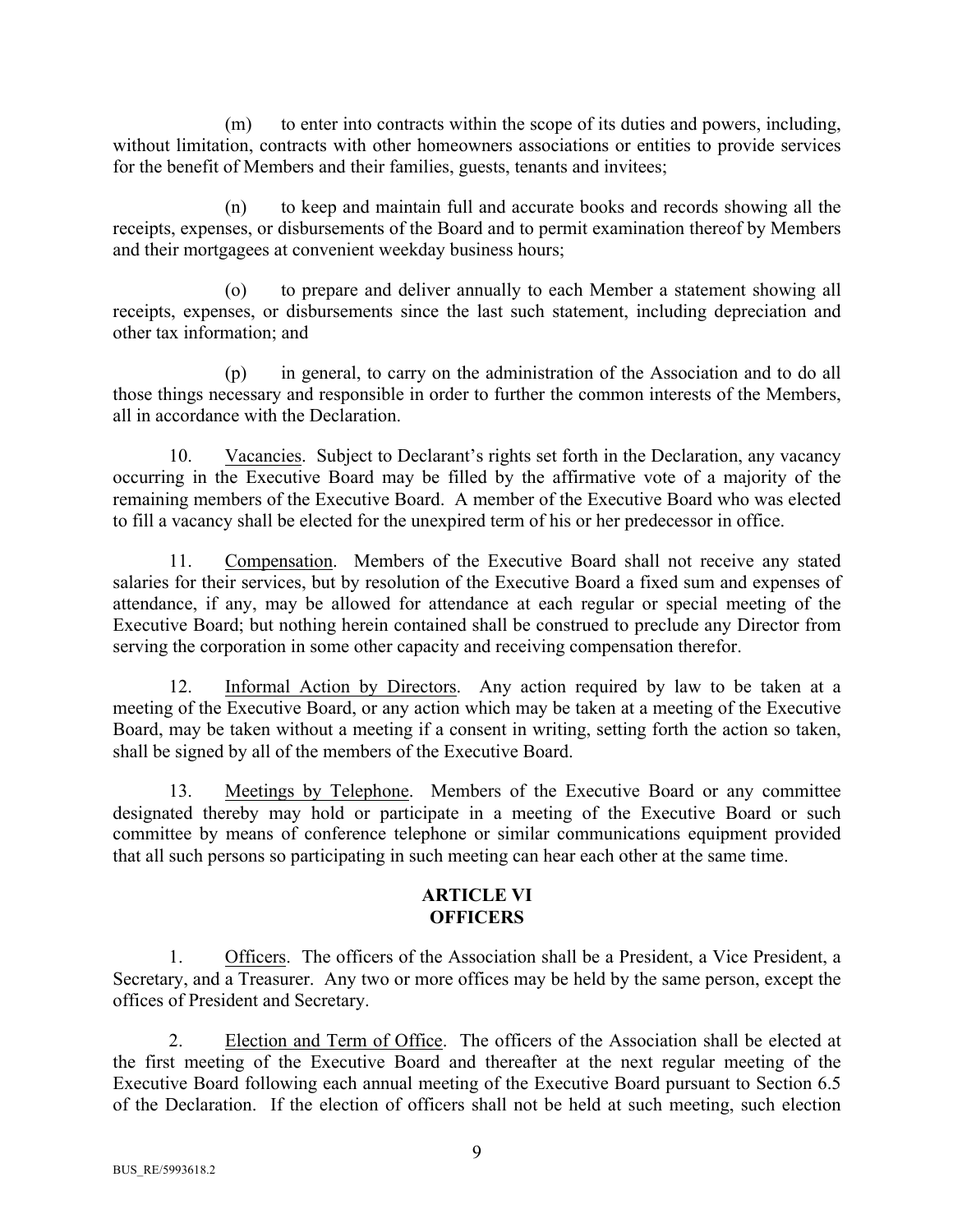(m) to enter into contracts within the scope of its duties and powers, including, without limitation, contracts with other homeowners associations or entities to provide services for the benefit of Members and their families, guests, tenants and invitees;

(n) to keep and maintain full and accurate books and records showing all the receipts, expenses, or disbursements of the Board and to permit examination thereof by Members and their mortgagees at convenient weekday business hours;

(o) to prepare and deliver annually to each Member a statement showing all receipts, expenses, or disbursements since the last such statement, including depreciation and other tax information; and

(p) in general, to carry on the administration of the Association and to do all those things necessary and responsible in order to further the common interests of the Members, all in accordance with the Declaration.

10. Vacancies. Subject to Declarant's rights set forth in the Declaration, any vacancy occurring in the Executive Board may be filled by the affirmative vote of a majority of the remaining members of the Executive Board. A member of the Executive Board who was elected to fill a vacancy shall be elected for the unexpired term of his or her predecessor in office.

11. Compensation. Members of the Executive Board shall not receive any stated salaries for their services, but by resolution of the Executive Board a fixed sum and expenses of attendance, if any, may be allowed for attendance at each regular or special meeting of the Executive Board; but nothing herein contained shall be construed to preclude any Director from serving the corporation in some other capacity and receiving compensation therefor.

12. Informal Action by Directors. Any action required by law to be taken at a meeting of the Executive Board, or any action which may be taken at a meeting of the Executive Board, may be taken without a meeting if a consent in writing, setting forth the action so taken, shall be signed by all of the members of the Executive Board.

13. Meetings by Telephone. Members of the Executive Board or any committee designated thereby may hold or participate in a meeting of the Executive Board or such committee by means of conference telephone or similar communications equipment provided that all such persons so participating in such meeting can hear each other at the same time.

## ARTICLE VI
## OFFICERS

1. Officers. The officers of the Association shall be a President, a Vice President, a Secretary, and a Treasurer. Any two or more offices may be held by the same person, except the offices of President and Secretary.

2. Election and Term of Office. The officers of the Association shall be elected at the first meeting of the Executive Board and thereafter at the next regular meeting of the Executive Board following each annual meeting of the Executive Board pursuant to Section 6.5 of the Declaration. If the election of officers shall not be held at such meeting, such election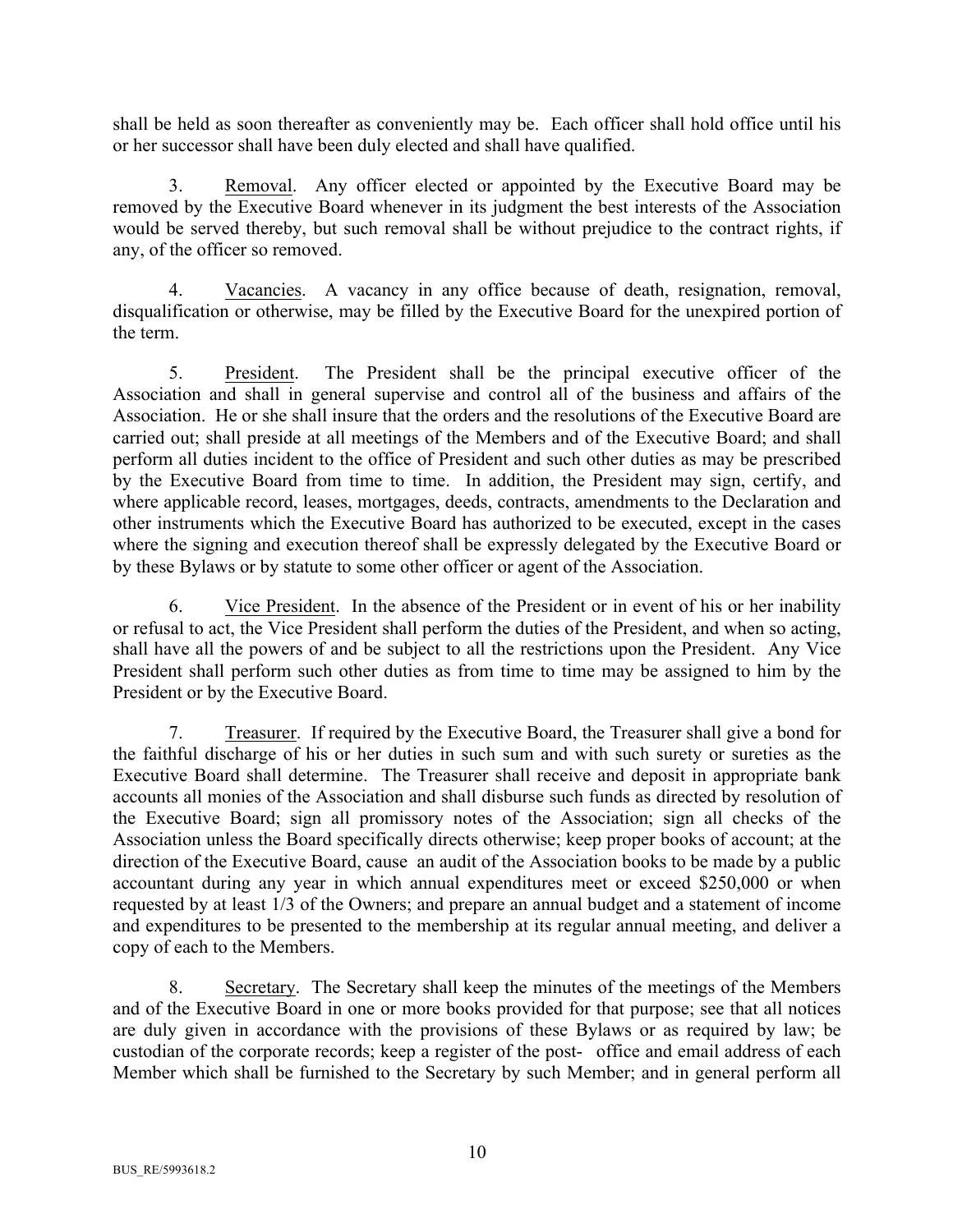shall be held as soon thereafter as conveniently may be. Each officer shall hold office until his or her successor shall have been duly elected and shall have qualified.

3. Removal. Any officer elected or appointed by the Executive Board may be removed by the Executive Board whenever in its judgment the best interests of the Association would be served thereby, but such removal shall be without prejudice to the contract rights, if any, of the officer so removed.

4. Vacancies. A vacancy in any office because of death, resignation, removal, disqualification or otherwise, may be filled by the Executive Board for the unexpired portion of the term.

5. President. The President shall be the principal executive officer of the Association and shall in general supervise and control all of the business and affairs of the Association. He or she shall insure that the orders and the resolutions of the Executive Board are carried out; shall preside at all meetings of the Members and of the Executive Board; and shall perform all duties incident to the office of President and such other duties as may be prescribed by the Executive Board from time to time. In addition, the President may sign, certify, and where applicable record, leases, mortgages, deeds, contracts, amendments to the Declaration and other instruments which the Executive Board has authorized to be executed, except in the cases where the signing and execution thereof shall be expressly delegated by the Executive Board or by these Bylaws or by statute to some other officer or agent of the Association.

6. Vice President. In the absence of the President or in event of his or her inability or refusal to act, the Vice President shall perform the duties of the President, and when so acting, shall have all the powers of and be subject to all the restrictions upon the President. Any Vice President shall perform such other duties as from time to time may be assigned to him by the President or by the Executive Board.

7. Treasurer. If required by the Executive Board, the Treasurer shall give a bond for the faithful discharge of his or her duties in such sum and with such surety or sureties as the Executive Board shall determine. The Treasurer shall receive and deposit in appropriate bank accounts all monies of the Association and shall disburse such funds as directed by resolution of the Executive Board; sign all promissory notes of the Association; sign all checks of the Association unless the Board specifically directs otherwise; keep proper books of account; at the direction of the Executive Board, cause an audit of the Association books to be made by a public accountant during any year in which annual expenditures meet or exceed $250,000 or when requested by at least 1/3 of the Owners; and prepare an annual budget and a statement of income and expenditures to be presented to the membership at its regular annual meeting, and deliver a copy of each to the Members.

8. Secretary. The Secretary shall keep the minutes of the meetings of the Members and of the Executive Board in one or more books provided for that purpose; see that all notices are duly given in accordance with the provisions of these Bylaws or as required by law; be custodian of the corporate records; keep a register of the post- office and email address of each Member which shall be furnished to the Secretary by such Member; and in general perform all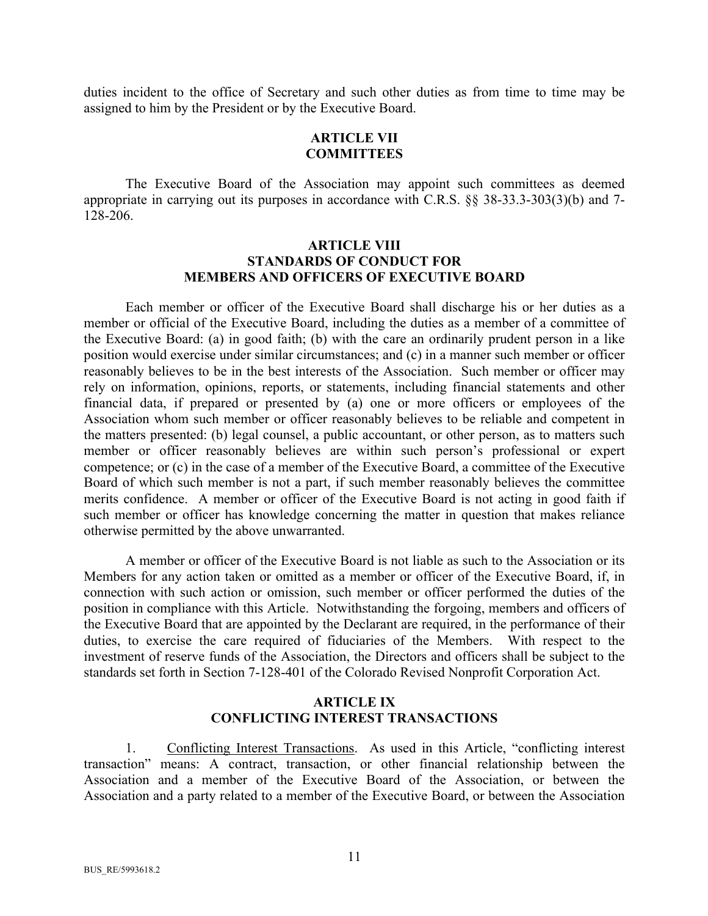duties incident to the office of Secretary and such other duties as from time to time may be assigned to him by the President or by the Executive Board.

## ARTICLE VII
## COMMITTEES

The Executive Board of the Association may appoint such committees as deemed appropriate in carrying out its purposes in accordance with C.R.S. §§ 38-33.3-303(3)(b) and 7-128-206.

## ARTICLE VIII
## STANDARDS OF CONDUCT FOR MEMBERS AND OFFICERS OF EXECUTIVE BOARD

Each member or officer of the Executive Board shall discharge his or her duties as a member or official of the Executive Board, including the duties as a member of a committee of the Executive Board: (a) in good faith; (b) with the care an ordinarily prudent person in a like position would exercise under similar circumstances; and (c) in a manner such member or officer reasonably believes to be in the best interests of the Association. Such member or officer may rely on information, opinions, reports, or statements, including financial statements and other financial data, if prepared or presented by (a) one or more officers or employees of the Association whom such member or officer reasonably believes to be reliable and competent in the matters presented: (b) legal counsel, a public accountant, or other person, as to matters such member or officer reasonably believes are within such person's professional or expert competence; or (c) in the case of a member of the Executive Board, a committee of the Executive Board of which such member is not a part, if such member reasonably believes the committee merits confidence. A member or officer of the Executive Board is not acting in good faith if such member or officer has knowledge concerning the matter in question that makes reliance otherwise permitted by the above unwarranted.

A member or officer of the Executive Board is not liable as such to the Association or its Members for any action taken or omitted as a member or officer of the Executive Board, if, in connection with such action or omission, such member or officer performed the duties of the position in compliance with this Article. Notwithstanding the forgoing, members and officers of the Executive Board that are appointed by the Declarant are required, in the performance of their duties, to exercise the care required of fiduciaries of the Members. With respect to the investment of reserve funds of the Association, the Directors and officers shall be subject to the standards set forth in Section 7-128-401 of the Colorado Revised Nonprofit Corporation Act.

## ARTICLE IX
## CONFLICTING INTEREST TRANSACTIONS

1. Conflicting Interest Transactions. As used in this Article, "conflicting interest transaction" means: A contract, transaction, or other financial relationship between the Association and a member of the Executive Board of the Association, or between the Association and a party related to a member of the Executive Board, or between the Association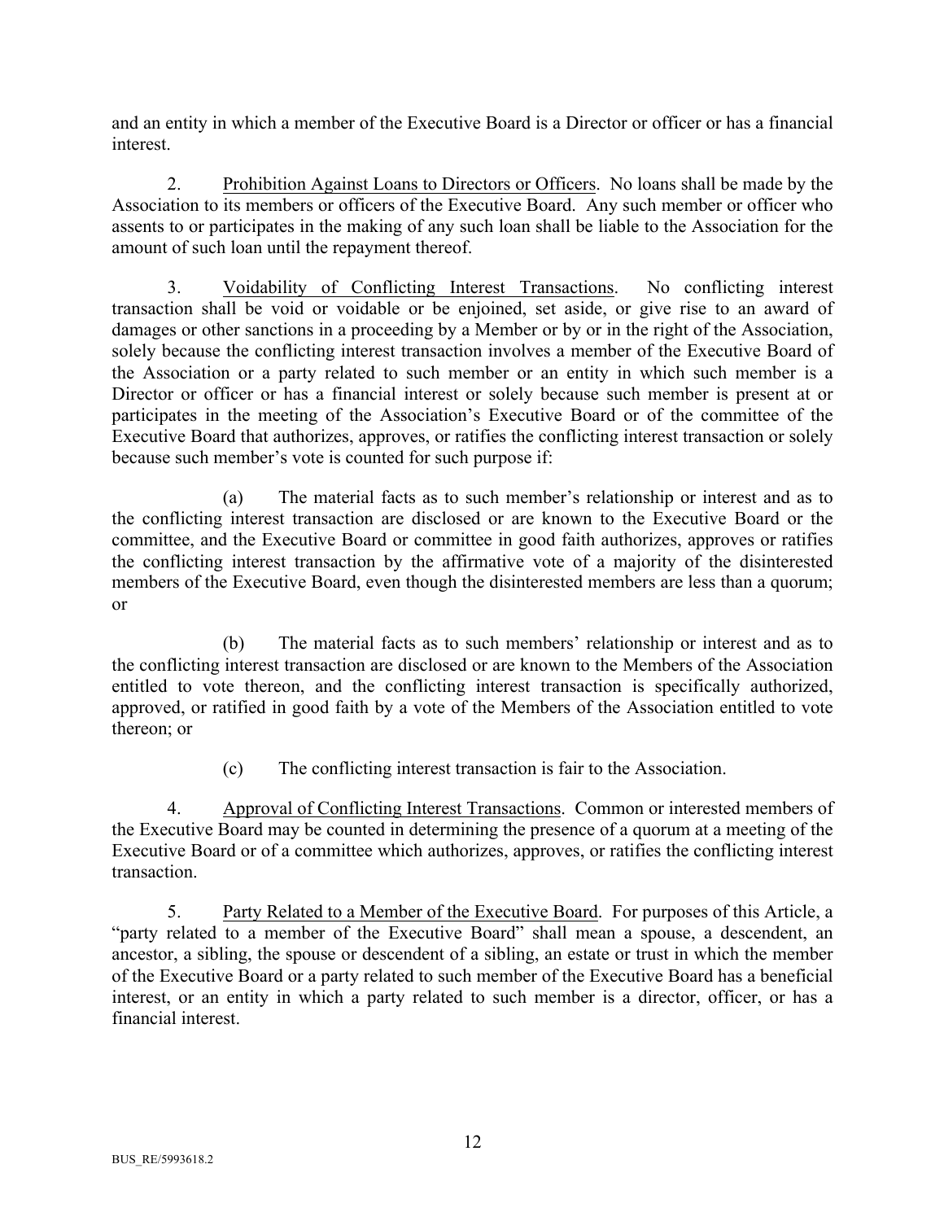and an entity in which a member of the Executive Board is a Director or officer or has a financial interest.

2. Prohibition Against Loans to Directors or Officers. No loans shall be made by the Association to its members or officers of the Executive Board. Any such member or officer who assents to or participates in the making of any such loan shall be liable to the Association for the amount of such loan until the repayment thereof.

3. Voidability of Conflicting Interest Transactions. No conflicting interest transaction shall be void or voidable or be enjoined, set aside, or give rise to an award of damages or other sanctions in a proceeding by a Member or by or in the right of the Association, solely because the conflicting interest transaction involves a member of the Executive Board of the Association or a party related to such member or an entity in which such member is a Director or officer or has a financial interest or solely because such member is present at or participates in the meeting of the Association's Executive Board or of the committee of the Executive Board that authorizes, approves, or ratifies the conflicting interest transaction or solely because such member's vote is counted for such purpose if:

(a) The material facts as to such member's relationship or interest and as to the conflicting interest transaction are disclosed or are known to the Executive Board or the committee, and the Executive Board or committee in good faith authorizes, approves or ratifies the conflicting interest transaction by the affirmative vote of a majority of the disinterested members of the Executive Board, even though the disinterested members are less than a quorum; or

(b) The material facts as to such members' relationship or interest and as to the conflicting interest transaction are disclosed or are known to the Members of the Association entitled to vote thereon, and the conflicting interest transaction is specifically authorized, approved, or ratified in good faith by a vote of the Members of the Association entitled to vote thereon; or

(c) The conflicting interest transaction is fair to the Association.

4. Approval of Conflicting Interest Transactions. Common or interested members of the Executive Board may be counted in determining the presence of a quorum at a meeting of the Executive Board or of a committee which authorizes, approves, or ratifies the conflicting interest transaction.

5. Party Related to a Member of the Executive Board. For purposes of this Article, a "party related to a member of the Executive Board" shall mean a spouse, a descendent, an ancestor, a sibling, the spouse or descendent of a sibling, an estate or trust in which the member of the Executive Board or a party related to such member of the Executive Board has a beneficial interest, or an entity in which a party related to such member is a director, officer, or has a financial interest.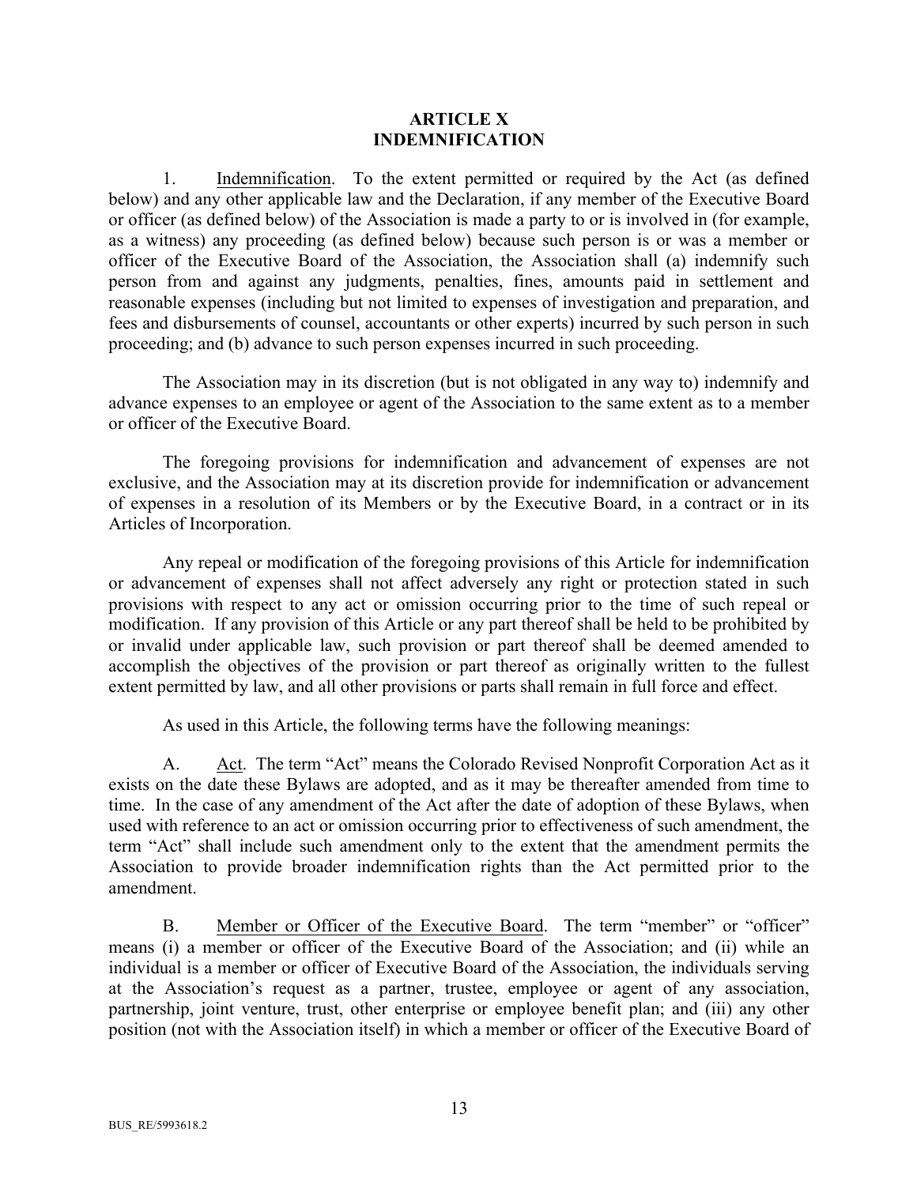# ARTICLE X
# INDEMNIFICATION

1. Indemnification. To the extent permitted or required by the Act (as defined below) and any other applicable law and the Declaration, if any member of the Executive Board or officer (as defined below) of the Association is made a party to or is involved in (for example, as a witness) any proceeding (as defined below) because such person is or was a member or officer of the Executive Board of the Association, the Association shall (a) indemnify such person from and against any judgments, penalties, fines, amounts paid in settlement and reasonable expenses (including but not limited to expenses of investigation and preparation, and fees and disbursements of counsel, accountants or other experts) incurred by such person in such proceeding; and (b) advance to such person expenses incurred in such proceeding.

The Association may in its discretion (but is not obligated in any way to) indemnify and advance expenses to an employee or agent of the Association to the same extent as to a member or officer of the Executive Board.

The foregoing provisions for indemnification and advancement of expenses are not exclusive, and the Association may at its discretion provide for indemnification or advancement of expenses in a resolution of its Members or by the Executive Board, in a contract or in its Articles of Incorporation.

Any repeal or modification of the foregoing provisions of this Article for indemnification or advancement of expenses shall not affect adversely any right or protection stated in such provisions with respect to any act or omission occurring prior to the time of such repeal or modification. If any provision of this Article or any part thereof shall be held to be prohibited by or invalid under applicable law, such provision or part thereof shall be deemed amended to accomplish the objectives of the provision or part thereof as originally written to the fullest extent permitted by law, and all other provisions or parts shall remain in full force and effect.

As used in this Article, the following terms have the following meanings:

A. Act. The term "Act" means the Colorado Revised Nonprofit Corporation Act as it exists on the date these Bylaws are adopted, and as it may be thereafter amended from time to time. In the case of any amendment of the Act after the date of adoption of these Bylaws, when used with reference to an act or omission occurring prior to effectiveness of such amendment, the term "Act" shall include such amendment only to the extent that the amendment permits the Association to provide broader indemnification rights than the Act permitted prior to the amendment.

B. Member or Officer of the Executive Board. The term "member" or "officer" means (i) a member or officer of the Executive Board of the Association; and (ii) while an individual is a member or officer of Executive Board of the Association, the individuals serving at the Association's request as a partner, trustee, employee or agent of any association, partnership, joint venture, trust, other enterprise or employee benefit plan; and (iii) any other position (not with the Association itself) in which a member or officer of the Executive Board of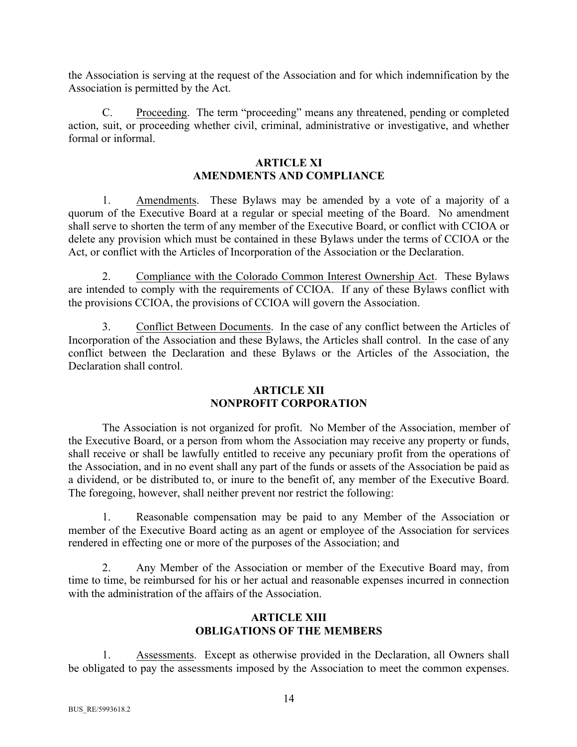the Association is serving at the request of the Association and for which indemnification by the Association is permitted by the Act.

C. Proceeding. The term "proceeding" means any threatened, pending or completed action, suit, or proceeding whether civil, criminal, administrative or investigative, and whether formal or informal.

## ARTICLE XI
## AMENDMENTS AND COMPLIANCE

1. Amendments. These Bylaws may be amended by a vote of a majority of a quorum of the Executive Board at a regular or special meeting of the Board. No amendment shall serve to shorten the term of any member of the Executive Board, or conflict with CCIOA or delete any provision which must be contained in these Bylaws under the terms of CCIOA or the Act, or conflict with the Articles of Incorporation of the Association or the Declaration.

2. Compliance with the Colorado Common Interest Ownership Act. These Bylaws are intended to comply with the requirements of CCIOA. If any of these Bylaws conflict with the provisions CCIOA, the provisions of CCIOA will govern the Association.

3. Conflict Between Documents. In the case of any conflict between the Articles of Incorporation of the Association and these Bylaws, the Articles shall control. In the case of any conflict between the Declaration and these Bylaws or the Articles of the Association, the Declaration shall control.

## ARTICLE XII
## NONPROFIT CORPORATION

The Association is not organized for profit. No Member of the Association, member of the Executive Board, or a person from whom the Association may receive any property or funds, shall receive or shall be lawfully entitled to receive any pecuniary profit from the operations of the Association, and in no event shall any part of the funds or assets of the Association be paid as a dividend, or be distributed to, or inure to the benefit of, any member of the Executive Board. The foregoing, however, shall neither prevent nor restrict the following:

1. Reasonable compensation may be paid to any Member of the Association or member of the Executive Board acting as an agent or employee of the Association for services rendered in effecting one or more of the purposes of the Association; and

2. Any Member of the Association or member of the Executive Board may, from time to time, be reimbursed for his or her actual and reasonable expenses incurred in connection with the administration of the affairs of the Association.

## ARTICLE XIII
## OBLIGATIONS OF THE MEMBERS

1. Assessments. Except as otherwise provided in the Declaration, all Owners shall be obligated to pay the assessments imposed by the Association to meet the common expenses.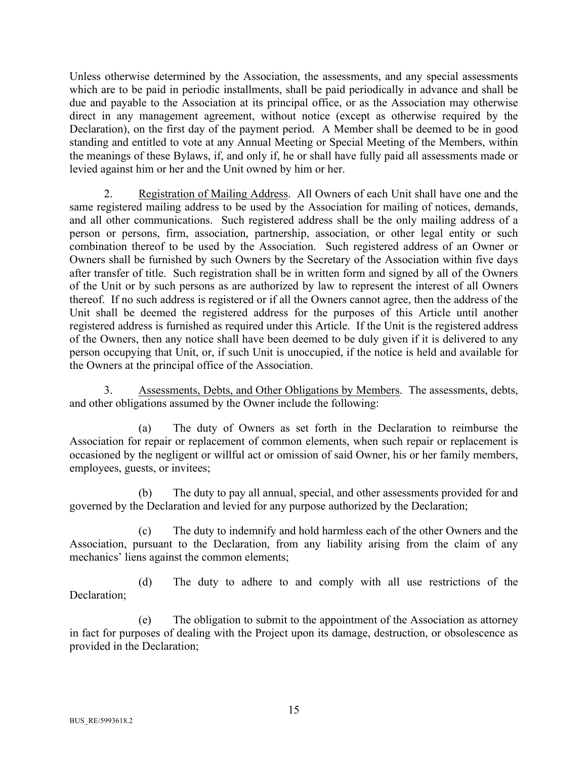Unless otherwise determined by the Association, the assessments, and any special assessments which are to be paid in periodic installments, shall be paid periodically in advance and shall be due and payable to the Association at its principal office, or as the Association may otherwise direct in any management agreement, without notice (except as otherwise required by the Declaration), on the first day of the payment period. A Member shall be deemed to be in good standing and entitled to vote at any Annual Meeting or Special Meeting of the Members, within the meanings of these Bylaws, if, and only if, he or shall have fully paid all assessments made or levied against him or her and the Unit owned by him or her.

2. Registration of Mailing Address. All Owners of each Unit shall have one and the same registered mailing address to be used by the Association for mailing of notices, demands, and all other communications. Such registered address shall be the only mailing address of a person or persons, firm, association, partnership, association, or other legal entity or such combination thereof to be used by the Association. Such registered address of an Owner or Owners shall be furnished by such Owners by the Secretary of the Association within five days after transfer of title. Such registration shall be in written form and signed by all of the Owners of the Unit or by such persons as are authorized by law to represent the interest of all Owners thereof. If no such address is registered or if all the Owners cannot agree, then the address of the Unit shall be deemed the registered address for the purposes of this Article until another registered address is furnished as required under this Article. If the Unit is the registered address of the Owners, then any notice shall have been deemed to be duly given if it is delivered to any person occupying that Unit, or, if such Unit is unoccupied, if the notice is held and available for the Owners at the principal office of the Association.

3. Assessments, Debts, and Other Obligations by Members. The assessments, debts, and other obligations assumed by the Owner include the following:

(a) The duty of Owners as set forth in the Declaration to reimburse the Association for repair or replacement of common elements, when such repair or replacement is occasioned by the negligent or willful act or omission of said Owner, his or her family members, employees, guests, or invitees;

(b) The duty to pay all annual, special, and other assessments provided for and governed by the Declaration and levied for any purpose authorized by the Declaration;

(c) The duty to indemnify and hold harmless each of the other Owners and the Association, pursuant to the Declaration, from any liability arising from the claim of any mechanics' liens against the common elements;

(d) The duty to adhere to and comply with all use restrictions of the Declaration;

(e) The obligation to submit to the appointment of the Association as attorney in fact for purposes of dealing with the Project upon its damage, destruction, or obsolescence as provided in the Declaration;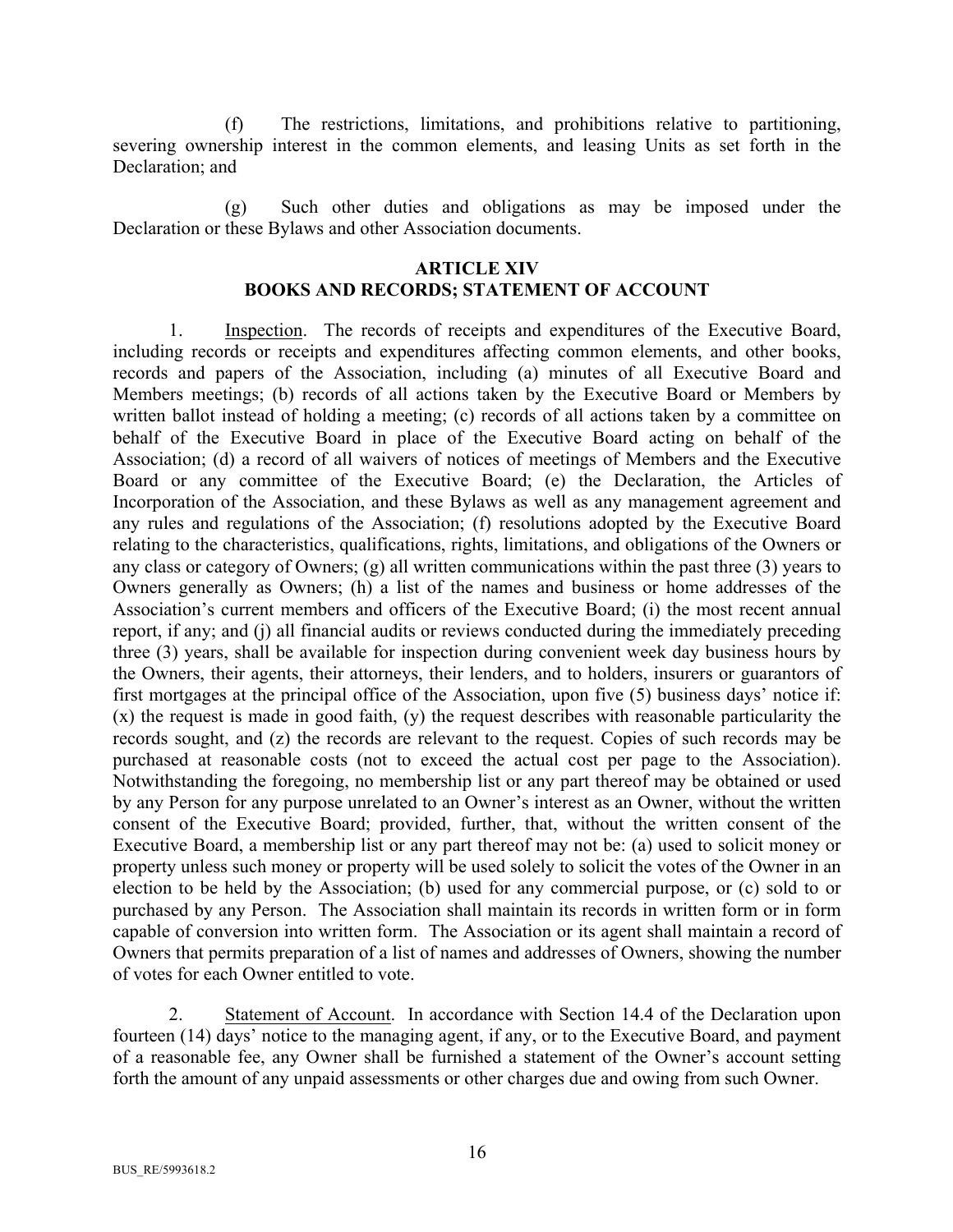(f) The restrictions, limitations, and prohibitions relative to partitioning, severing ownership interest in the common elements, and leasing Units as set forth in the Declaration; and

(g) Such other duties and obligations as may be imposed under the Declaration or these Bylaws and other Association documents.

## ARTICLE XIV
## BOOKS AND RECORDS; STATEMENT OF ACCOUNT

1. Inspection. The records of receipts and expenditures of the Executive Board, including records or receipts and expenditures affecting common elements, and other books, records and papers of the Association, including (a) minutes of all Executive Board and Members meetings; (b) records of all actions taken by the Executive Board or Members by written ballot instead of holding a meeting; (c) records of all actions taken by a committee on behalf of the Executive Board in place of the Executive Board acting on behalf of the Association; (d) a record of all waivers of notices of meetings of Members and the Executive Board or any committee of the Executive Board; (e) the Declaration, the Articles of Incorporation of the Association, and these Bylaws as well as any management agreement and any rules and regulations of the Association; (f) resolutions adopted by the Executive Board relating to the characteristics, qualifications, rights, limitations, and obligations of the Owners or any class or category of Owners; (g) all written communications within the past three (3) years to Owners generally as Owners; (h) a list of the names and business or home addresses of the Association's current members and officers of the Executive Board; (i) the most recent annual report, if any; and (j) all financial audits or reviews conducted during the immediately preceding three (3) years, shall be available for inspection during convenient week day business hours by the Owners, their agents, their attorneys, their lenders, and to holders, insurers or guarantors of first mortgages at the principal office of the Association, upon five (5) business days' notice if: (x) the request is made in good faith, (y) the request describes with reasonable particularity the records sought, and (z) the records are relevant to the request. Copies of such records may be purchased at reasonable costs (not to exceed the actual cost per page to the Association). Notwithstanding the foregoing, no membership list or any part thereof may be obtained or used by any Person for any purpose unrelated to an Owner's interest as an Owner, without the written consent of the Executive Board; provided, further, that, without the written consent of the Executive Board, a membership list or any part thereof may not be: (a) used to solicit money or property unless such money or property will be used solely to solicit the votes of the Owner in an election to be held by the Association; (b) used for any commercial purpose, or (c) sold to or purchased by any Person. The Association shall maintain its records in written form or in form capable of conversion into written form. The Association or its agent shall maintain a record of Owners that permits preparation of a list of names and addresses of Owners, showing the number of votes for each Owner entitled to vote.

2. Statement of Account. In accordance with Section 14.4 of the Declaration upon fourteen (14) days' notice to the managing agent, if any, or to the Executive Board, and payment of a reasonable fee, any Owner shall be furnished a statement of the Owner's account setting forth the amount of any unpaid assessments or other charges due and owing from such Owner.

BUS_RE/5993618.2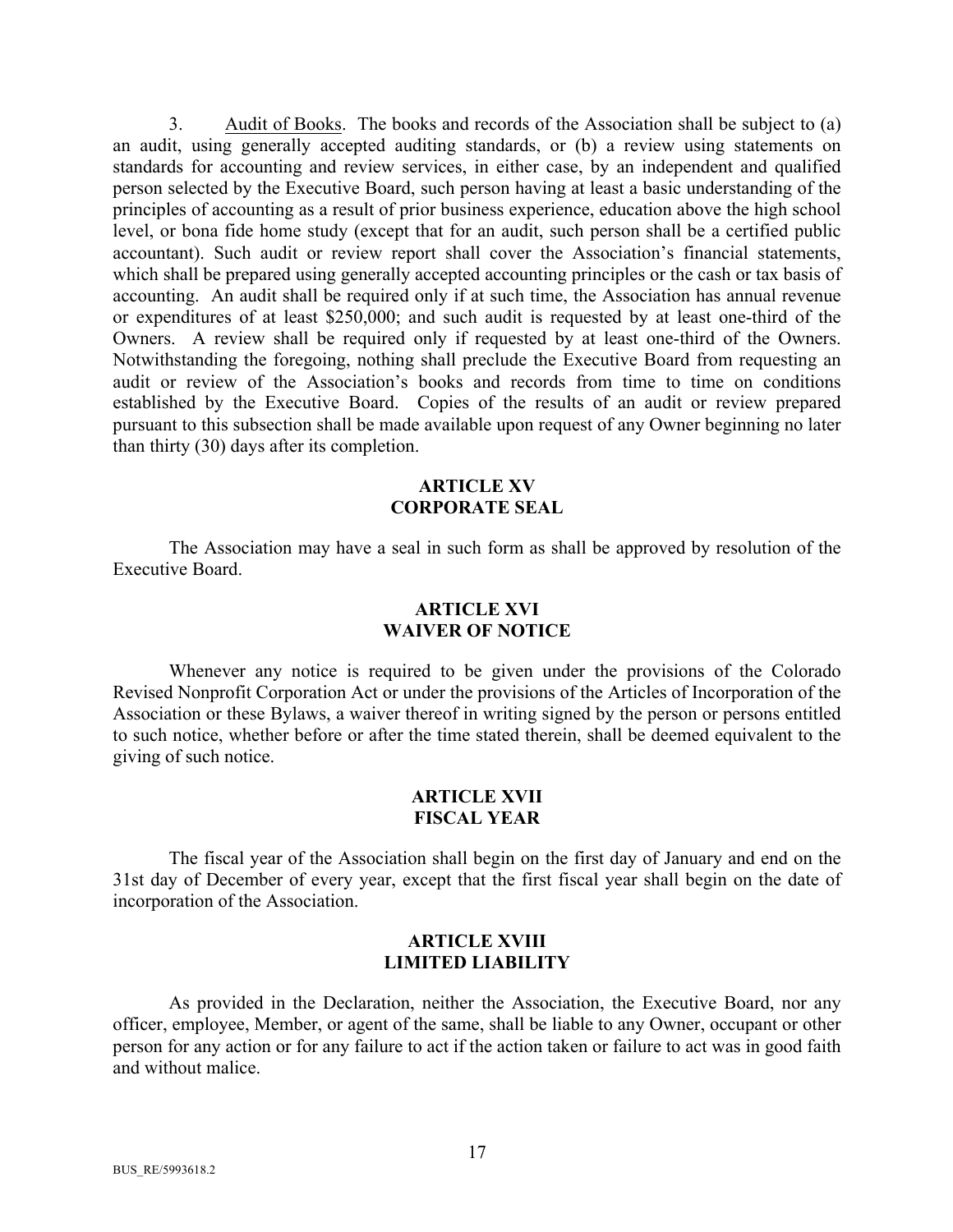3. Audit of Books. The books and records of the Association shall be subject to (a) an audit, using generally accepted auditing standards, or (b) a review using statements on standards for accounting and review services, in either case, by an independent and qualified person selected by the Executive Board, such person having at least a basic understanding of the principles of accounting as a result of prior business experience, education above the high school level, or bona fide home study (except that for an audit, such person shall be a certified public accountant). Such audit or review report shall cover the Association's financial statements, which shall be prepared using generally accepted accounting principles or the cash or tax basis of accounting. An audit shall be required only if at such time, the Association has annual revenue or expenditures of at least $250,000; and such audit is requested by at least one-third of the Owners. A review shall be required only if requested by at least one-third of the Owners. Notwithstanding the foregoing, nothing shall preclude the Executive Board from requesting an audit or review of the Association's books and records from time to time on conditions established by the Executive Board. Copies of the results of an audit or review prepared pursuant to this subsection shall be made available upon request of any Owner beginning no later than thirty (30) days after its completion.

## ARTICLE XV
## CORPORATE SEAL

The Association may have a seal in such form as shall be approved by resolution of the Executive Board.

## ARTICLE XVI
## WAIVER OF NOTICE

Whenever any notice is required to be given under the provisions of the Colorado Revised Nonprofit Corporation Act or under the provisions of the Articles of Incorporation of the Association or these Bylaws, a waiver thereof in writing signed by the person or persons entitled to such notice, whether before or after the time stated therein, shall be deemed equivalent to the giving of such notice.

## ARTICLE XVII
## FISCAL YEAR

The fiscal year of the Association shall begin on the first day of January and end on the 31st day of December of every year, except that the first fiscal year shall begin on the date of incorporation of the Association.

## ARTICLE XVIII
## LIMITED LIABILITY

As provided in the Declaration, neither the Association, the Executive Board, nor any officer, employee, Member, or agent of the same, shall be liable to any Owner, occupant or other person for any action or for any failure to act if the action taken or failure to act was in good faith and without malice.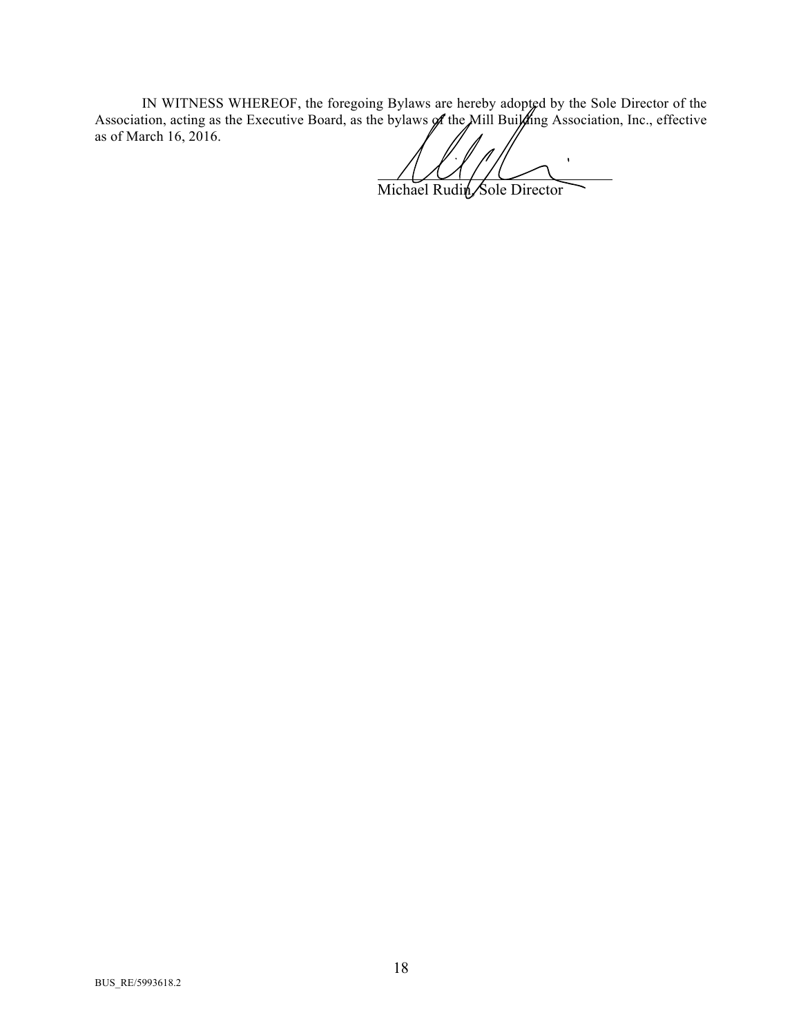IN WITNESS WHEREOF, the foregoing Bylaws are hereby adopted by the Sole Director of the Association, acting as the Executive Board, as the bylaws of the Mill Building Association, Inc., effective as of March 16, 2016.

\_\_\_\_\_\_\_\_\_\_\_\_\_\_\_\_\_\_\_\_\_\_\_\_\_\_\_\_\_\_\_\_
Michael Rudin, Sole Director

BUS_RE/5993618.2